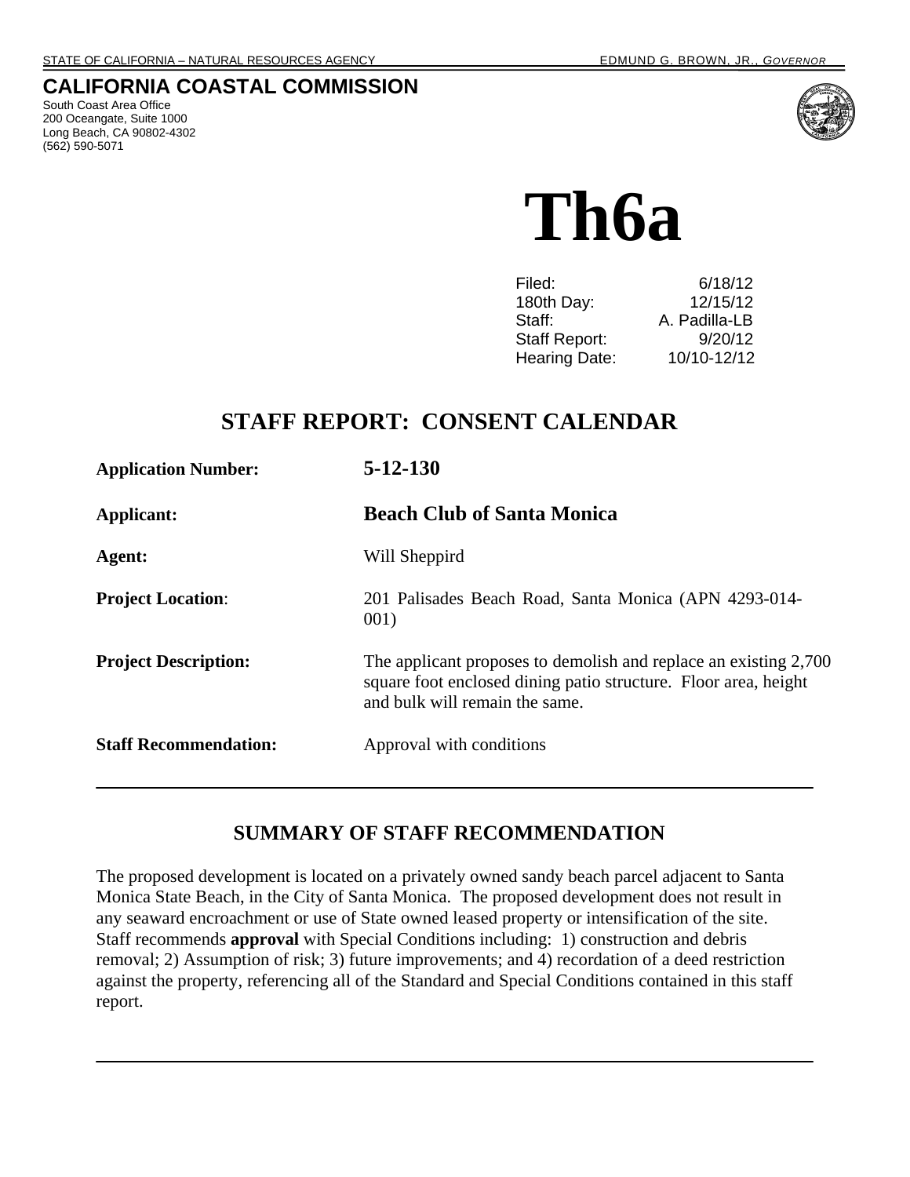STATE OF CALIFORNIA – NATURAL RESOURCES AGENCY EDMUND G. BROWN, JR., *GOVERNOR*

# CALIFORNIA COASTAL COMMISSION

South Coast Area Office
200 Oceangate, Suite 1000
Long Beach, CA 90802-4302
(562) 590-5071

# Th6a

| | |
|---|---|
| Filed: | 6/18/12 |
| 180th Day: | 12/15/12 |
| Staff: | A. Padilla-LB |
| Staff Report: | 9/20/12 |
| Hearing Date: | 10/10-12/12 |

## STAFF REPORT: CONSENT CALENDAR

**Application Number:** **5-12-130**

**Applicant:** **Beach Club of Santa Monica**

**Agent:** Will Sheppird

**Project Location**: 201 Palisades Beach Road, Santa Monica (APN 4293-014-001)

**Project Description:** The applicant proposes to demolish and replace an existing 2,700 square foot enclosed dining patio structure. Floor area, height and bulk will remain the same.

**Staff Recommendation:** Approval with conditions

---

## SUMMARY OF STAFF RECOMMENDATION

The proposed development is located on a privately owned sandy beach parcel adjacent to Santa Monica State Beach, in the City of Santa Monica. The proposed development does not result in any seaward encroachment or use of State owned leased property or intensification of the site. Staff recommends **approval** with Special Conditions including: 1) construction and debris removal; 2) Assumption of risk; 3) future improvements; and 4) recordation of a deed restriction against the property, referencing all of the Standard and Special Conditions contained in this staff report.

---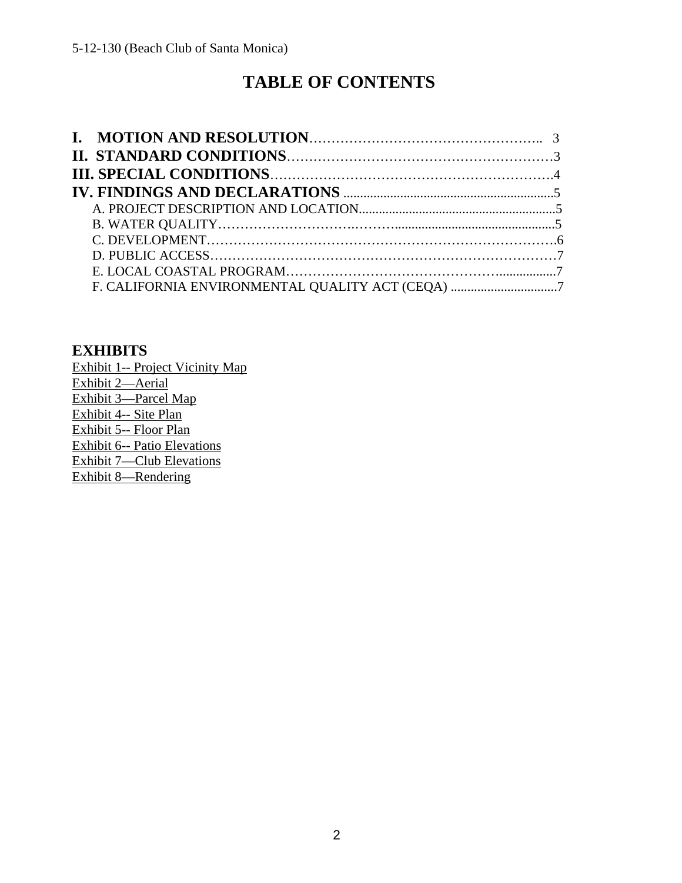# TABLE OF CONTENTS

**I. MOTION AND RESOLUTION**………………………………………….. 3
**II. STANDARD CONDITIONS**………………………………………………3
**III. SPECIAL CONDITIONS**…………………………………………………….4
**IV. FINDINGS AND DECLARATIONS** ................................................................5
- A. PROJECT DESCRIPTION AND LOCATION............................................................5
- B. WATER QUALITY……………………….………................................................5
- C. DEVELOPMENT…………………………………………………………………….6
- D. PUBLIC ACCESS…………………………………………………………………7
- E. LOCAL COASTAL PROGRAM…………………………………….................7
- F. CALIFORNIA ENVIRONMENTAL QUALITY ACT (CEQA) ................................7

## EXHIBITS

Exhibit 1-- Project Vicinity Map
Exhibit 2—Aerial
Exhibit 3—Parcel Map
Exhibit 4-- Site Plan
Exhibit 5-- Floor Plan
Exhibit 6-- Patio Elevations
Exhibit 7—Club Elevations
Exhibit 8—Rendering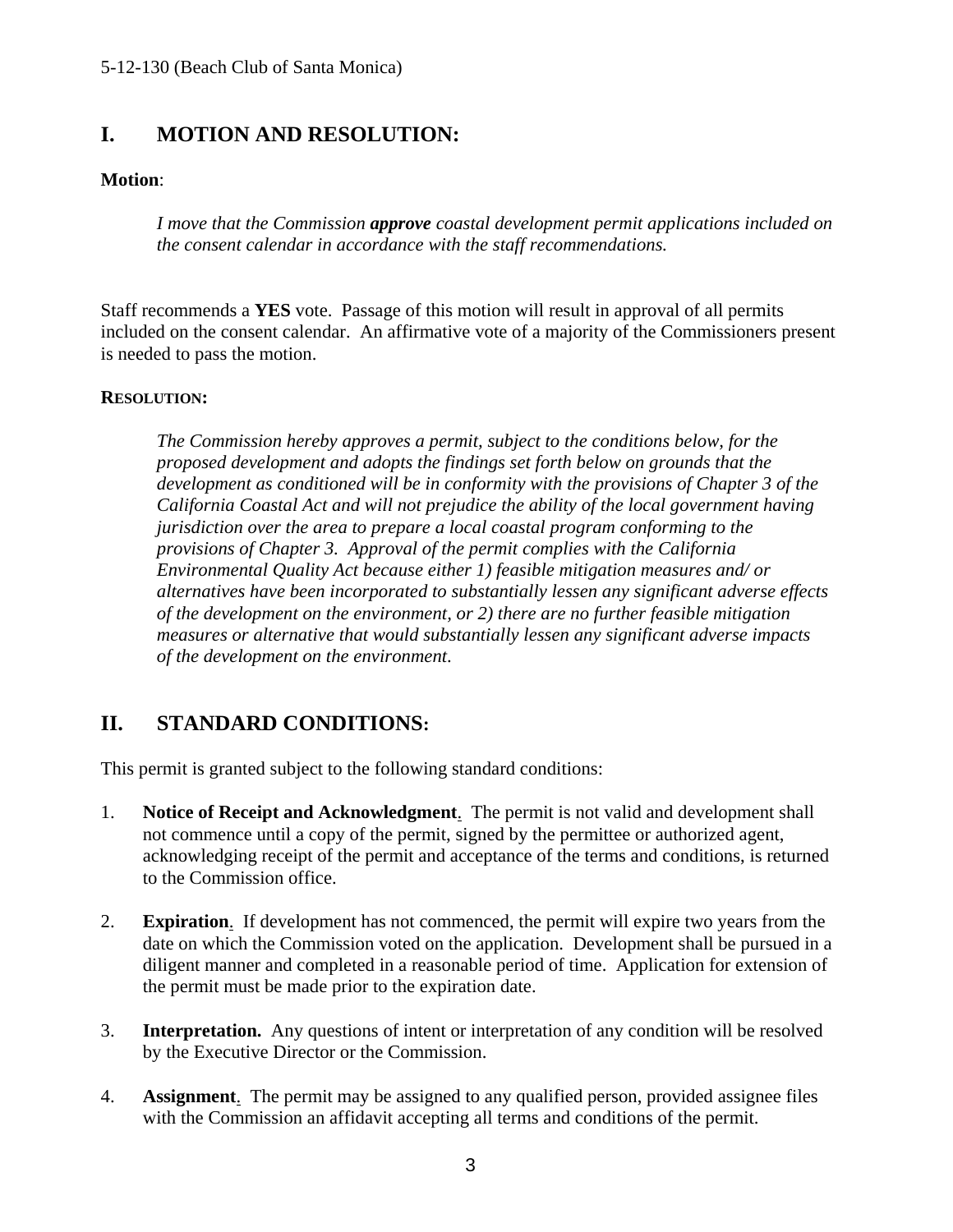## I. MOTION AND RESOLUTION:

**Motion**:

> *I move that the Commission **approve** coastal development permit applications included on the consent calendar in accordance with the staff recommendations.*

Staff recommends a **YES** vote. Passage of this motion will result in approval of all permits included on the consent calendar. An affirmative vote of a majority of the Commissioners present is needed to pass the motion.

**RESOLUTION:**

> *The Commission hereby approves a permit, subject to the conditions below, for the proposed development and adopts the findings set forth below on grounds that the development as conditioned will be in conformity with the provisions of Chapter 3 of the California Coastal Act and will not prejudice the ability of the local government having jurisdiction over the area to prepare a local coastal program conforming to the provisions of Chapter 3. Approval of the permit complies with the California Environmental Quality Act because either 1) feasible mitigation measures and/ or alternatives have been incorporated to substantially lessen any significant adverse effects of the development on the environment, or 2) there are no further feasible mitigation measures or alternative that would substantially lessen any significant adverse impacts of the development on the environment.*

## II. STANDARD CONDITIONS:

This permit is granted subject to the following standard conditions:

1. **Notice of Receipt and Acknowledgment**. The permit is not valid and development shall not commence until a copy of the permit, signed by the permittee or authorized agent, acknowledging receipt of the permit and acceptance of the terms and conditions, is returned to the Commission office.

2. **Expiration**. If development has not commenced, the permit will expire two years from the date on which the Commission voted on the application. Development shall be pursued in a diligent manner and completed in a reasonable period of time. Application for extension of the permit must be made prior to the expiration date.

3. **Interpretation.** Any questions of intent or interpretation of any condition will be resolved by the Executive Director or the Commission.

4. **Assignment**. The permit may be assigned to any qualified person, provided assignee files with the Commission an affidavit accepting all terms and conditions of the permit.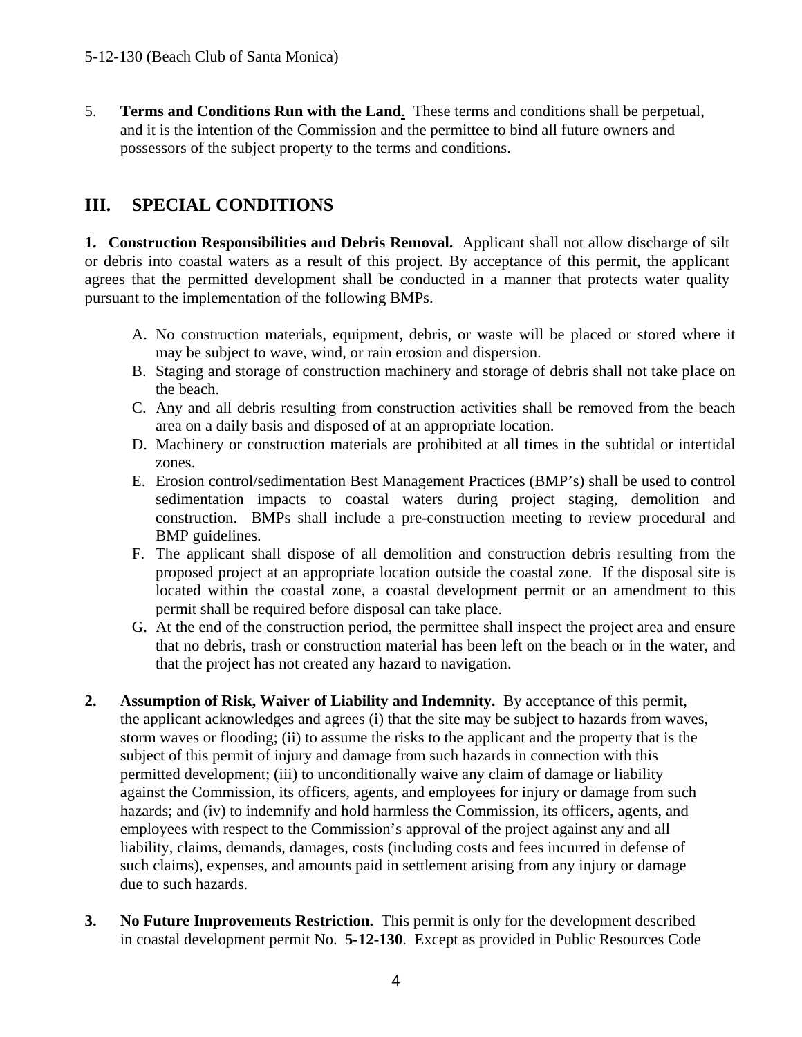5. **Terms and Conditions Run with the Land**. These terms and conditions shall be perpetual, and it is the intention of the Commission and the permittee to bind all future owners and possessors of the subject property to the terms and conditions.

## III. SPECIAL CONDITIONS

**1. Construction Responsibilities and Debris Removal.** Applicant shall not allow discharge of silt or debris into coastal waters as a result of this project. By acceptance of this permit, the applicant agrees that the permitted development shall be conducted in a manner that protects water quality pursuant to the implementation of the following BMPs.

A. No construction materials, equipment, debris, or waste will be placed or stored where it may be subject to wave, wind, or rain erosion and dispersion.
B. Staging and storage of construction machinery and storage of debris shall not take place on the beach.
C. Any and all debris resulting from construction activities shall be removed from the beach area on a daily basis and disposed of at an appropriate location.
D. Machinery or construction materials are prohibited at all times in the subtidal or intertidal zones.
E. Erosion control/sedimentation Best Management Practices (BMP's) shall be used to control sedimentation impacts to coastal waters during project staging, demolition and construction. BMPs shall include a pre-construction meeting to review procedural and BMP guidelines.
F. The applicant shall dispose of all demolition and construction debris resulting from the proposed project at an appropriate location outside the coastal zone. If the disposal site is located within the coastal zone, a coastal development permit or an amendment to this permit shall be required before disposal can take place.
G. At the end of the construction period, the permittee shall inspect the project area and ensure that no debris, trash or construction material has been left on the beach or in the water, and that the project has not created any hazard to navigation.

**2. Assumption of Risk, Waiver of Liability and Indemnity.** By acceptance of this permit, the applicant acknowledges and agrees (i) that the site may be subject to hazards from waves, storm waves or flooding; (ii) to assume the risks to the applicant and the property that is the subject of this permit of injury and damage from such hazards in connection with this permitted development; (iii) to unconditionally waive any claim of damage or liability against the Commission, its officers, agents, and employees for injury or damage from such hazards; and (iv) to indemnify and hold harmless the Commission, its officers, agents, and employees with respect to the Commission's approval of the project against any and all liability, claims, demands, damages, costs (including costs and fees incurred in defense of such claims), expenses, and amounts paid in settlement arising from any injury or damage due to such hazards.

**3. No Future Improvements Restriction.** This permit is only for the development described in coastal development permit No. **5-12-130**. Except as provided in Public Resources Code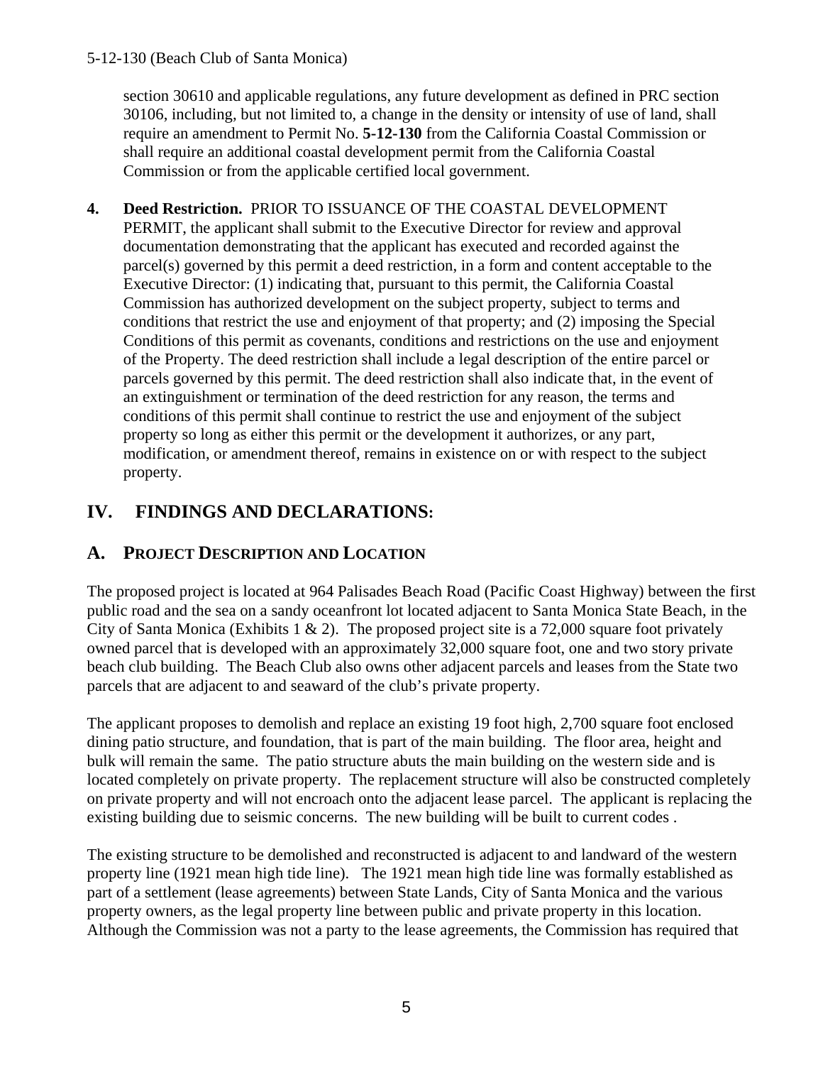section 30610 and applicable regulations, any future development as defined in PRC section 30106, including, but not limited to, a change in the density or intensity of use of land, shall require an amendment to Permit No. **5-12-130** from the California Coastal Commission or shall require an additional coastal development permit from the California Coastal Commission or from the applicable certified local government.

4. **Deed Restriction.** PRIOR TO ISSUANCE OF THE COASTAL DEVELOPMENT PERMIT, the applicant shall submit to the Executive Director for review and approval documentation demonstrating that the applicant has executed and recorded against the parcel(s) governed by this permit a deed restriction, in a form and content acceptable to the Executive Director: (1) indicating that, pursuant to this permit, the California Coastal Commission has authorized development on the subject property, subject to terms and conditions that restrict the use and enjoyment of that property; and (2) imposing the Special Conditions of this permit as covenants, conditions and restrictions on the use and enjoyment of the Property. The deed restriction shall include a legal description of the entire parcel or parcels governed by this permit. The deed restriction shall also indicate that, in the event of an extinguishment or termination of the deed restriction for any reason, the terms and conditions of this permit shall continue to restrict the use and enjoyment of the subject property so long as either this permit or the development it authorizes, or any part, modification, or amendment thereof, remains in existence on or with respect to the subject property.

## IV. FINDINGS AND DECLARATIONS:

### A. PROJECT DESCRIPTION AND LOCATION

The proposed project is located at 964 Palisades Beach Road (Pacific Coast Highway) between the first public road and the sea on a sandy oceanfront lot located adjacent to Santa Monica State Beach, in the City of Santa Monica (Exhibits 1 & 2). The proposed project site is a 72,000 square foot privately owned parcel that is developed with an approximately 32,000 square foot, one and two story private beach club building. The Beach Club also owns other adjacent parcels and leases from the State two parcels that are adjacent to and seaward of the club's private property.

The applicant proposes to demolish and replace an existing 19 foot high, 2,700 square foot enclosed dining patio structure, and foundation, that is part of the main building. The floor area, height and bulk will remain the same. The patio structure abuts the main building on the western side and is located completely on private property. The replacement structure will also be constructed completely on private property and will not encroach onto the adjacent lease parcel. The applicant is replacing the existing building due to seismic concerns. The new building will be built to current codes .

The existing structure to be demolished and reconstructed is adjacent to and landward of the western property line (1921 mean high tide line). The 1921 mean high tide line was formally established as part of a settlement (lease agreements) between State Lands, City of Santa Monica and the various property owners, as the legal property line between public and private property in this location. Although the Commission was not a party to the lease agreements, the Commission has required that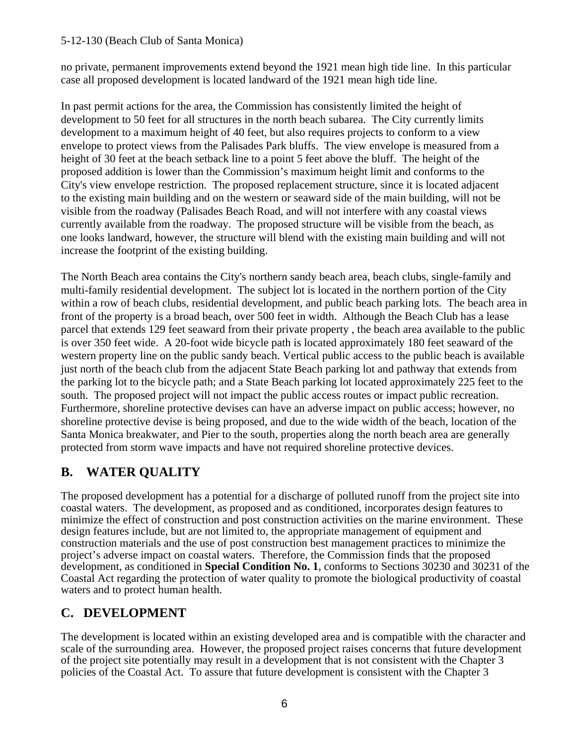no private, permanent improvements extend beyond the 1921 mean high tide line. In this particular case all proposed development is located landward of the 1921 mean high tide line.

In past permit actions for the area, the Commission has consistently limited the height of development to 50 feet for all structures in the north beach subarea. The City currently limits development to a maximum height of 40 feet, but also requires projects to conform to a view envelope to protect views from the Palisades Park bluffs. The view envelope is measured from a height of 30 feet at the beach setback line to a point 5 feet above the bluff. The height of the proposed addition is lower than the Commission's maximum height limit and conforms to the City's view envelope restriction. The proposed replacement structure, since it is located adjacent to the existing main building and on the western or seaward side of the main building, will not be visible from the roadway (Palisades Beach Road, and will not interfere with any coastal views currently available from the roadway. The proposed structure will be visible from the beach, as one looks landward, however, the structure will blend with the existing main building and will not increase the footprint of the existing building.

The North Beach area contains the City's northern sandy beach area, beach clubs, single-family and multi-family residential development. The subject lot is located in the northern portion of the City within a row of beach clubs, residential development, and public beach parking lots. The beach area in front of the property is a broad beach, over 500 feet in width. Although the Beach Club has a lease parcel that extends 129 feet seaward from their private property , the beach area available to the public is over 350 feet wide. A 20-foot wide bicycle path is located approximately 180 feet seaward of the western property line on the public sandy beach. Vertical public access to the public beach is available just north of the beach club from the adjacent State Beach parking lot and pathway that extends from the parking lot to the bicycle path; and a State Beach parking lot located approximately 225 feet to the south. The proposed project will not impact the public access routes or impact public recreation. Furthermore, shoreline protective devises can have an adverse impact on public access; however, no shoreline protective devise is being proposed, and due to the wide width of the beach, location of the Santa Monica breakwater, and Pier to the south, properties along the north beach area are generally protected from storm wave impacts and have not required shoreline protective devices.

## B. WATER QUALITY

The proposed development has a potential for a discharge of polluted runoff from the project site into coastal waters. The development, as proposed and as conditioned, incorporates design features to minimize the effect of construction and post construction activities on the marine environment. These design features include, but are not limited to, the appropriate management of equipment and construction materials and the use of post construction best management practices to minimize the project's adverse impact on coastal waters. Therefore, the Commission finds that the proposed development, as conditioned in **Special Condition No. 1**, conforms to Sections 30230 and 30231 of the Coastal Act regarding the protection of water quality to promote the biological productivity of coastal waters and to protect human health.

## C. DEVELOPMENT

The development is located within an existing developed area and is compatible with the character and scale of the surrounding area. However, the proposed project raises concerns that future development of the project site potentially may result in a development that is not consistent with the Chapter 3 policies of the Coastal Act. To assure that future development is consistent with the Chapter 3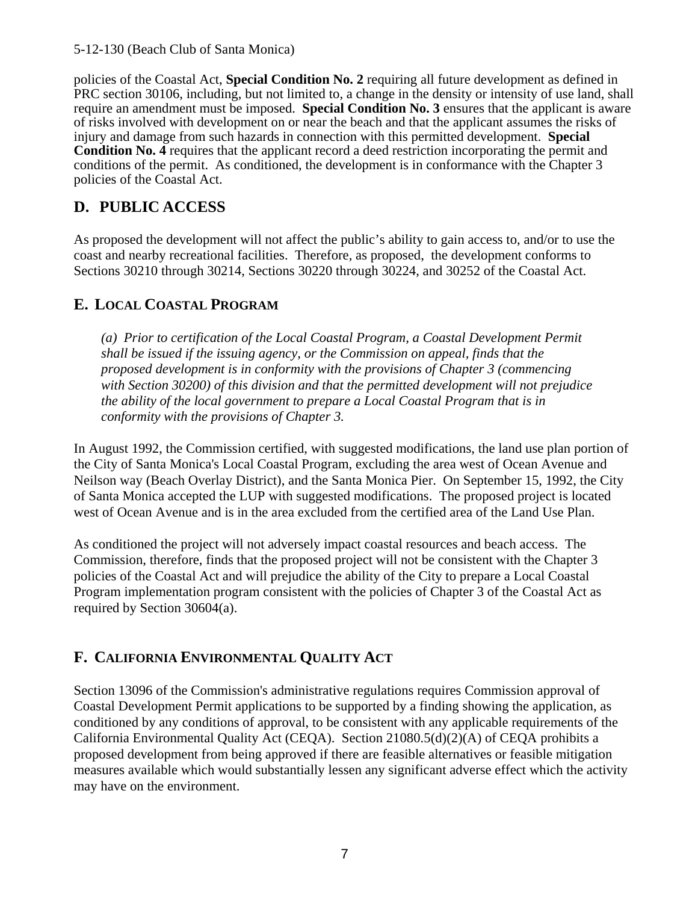policies of the Coastal Act, **Special Condition No. 2** requiring all future development as defined in PRC section 30106, including, but not limited to, a change in the density or intensity of use land, shall require an amendment must be imposed. **Special Condition No. 3** ensures that the applicant is aware of risks involved with development on or near the beach and that the applicant assumes the risks of injury and damage from such hazards in connection with this permitted development. **Special Condition No. 4** requires that the applicant record a deed restriction incorporating the permit and conditions of the permit. As conditioned, the development is in conformance with the Chapter 3 policies of the Coastal Act.

## D. PUBLIC ACCESS

As proposed the development will not affect the public's ability to gain access to, and/or to use the coast and nearby recreational facilities. Therefore, as proposed, the development conforms to Sections 30210 through 30214, Sections 30220 through 30224, and 30252 of the Coastal Act.

## E. LOCAL COASTAL PROGRAM

*(a) Prior to certification of the Local Coastal Program, a Coastal Development Permit shall be issued if the issuing agency, or the Commission on appeal, finds that the proposed development is in conformity with the provisions of Chapter 3 (commencing with Section 30200) of this division and that the permitted development will not prejudice the ability of the local government to prepare a Local Coastal Program that is in conformity with the provisions of Chapter 3.*

In August 1992, the Commission certified, with suggested modifications, the land use plan portion of the City of Santa Monica's Local Coastal Program, excluding the area west of Ocean Avenue and Neilson way (Beach Overlay District), and the Santa Monica Pier. On September 15, 1992, the City of Santa Monica accepted the LUP with suggested modifications. The proposed project is located west of Ocean Avenue and is in the area excluded from the certified area of the Land Use Plan.

As conditioned the project will not adversely impact coastal resources and beach access. The Commission, therefore, finds that the proposed project will not be consistent with the Chapter 3 policies of the Coastal Act and will prejudice the ability of the City to prepare a Local Coastal Program implementation program consistent with the policies of Chapter 3 of the Coastal Act as required by Section 30604(a).

## F. CALIFORNIA ENVIRONMENTAL QUALITY ACT

Section 13096 of the Commission's administrative regulations requires Commission approval of Coastal Development Permit applications to be supported by a finding showing the application, as conditioned by any conditions of approval, to be consistent with any applicable requirements of the California Environmental Quality Act (CEQA). Section 21080.5(d)(2)(A) of CEQA prohibits a proposed development from being approved if there are feasible alternatives or feasible mitigation measures available which would substantially lessen any significant adverse effect which the activity may have on the environment.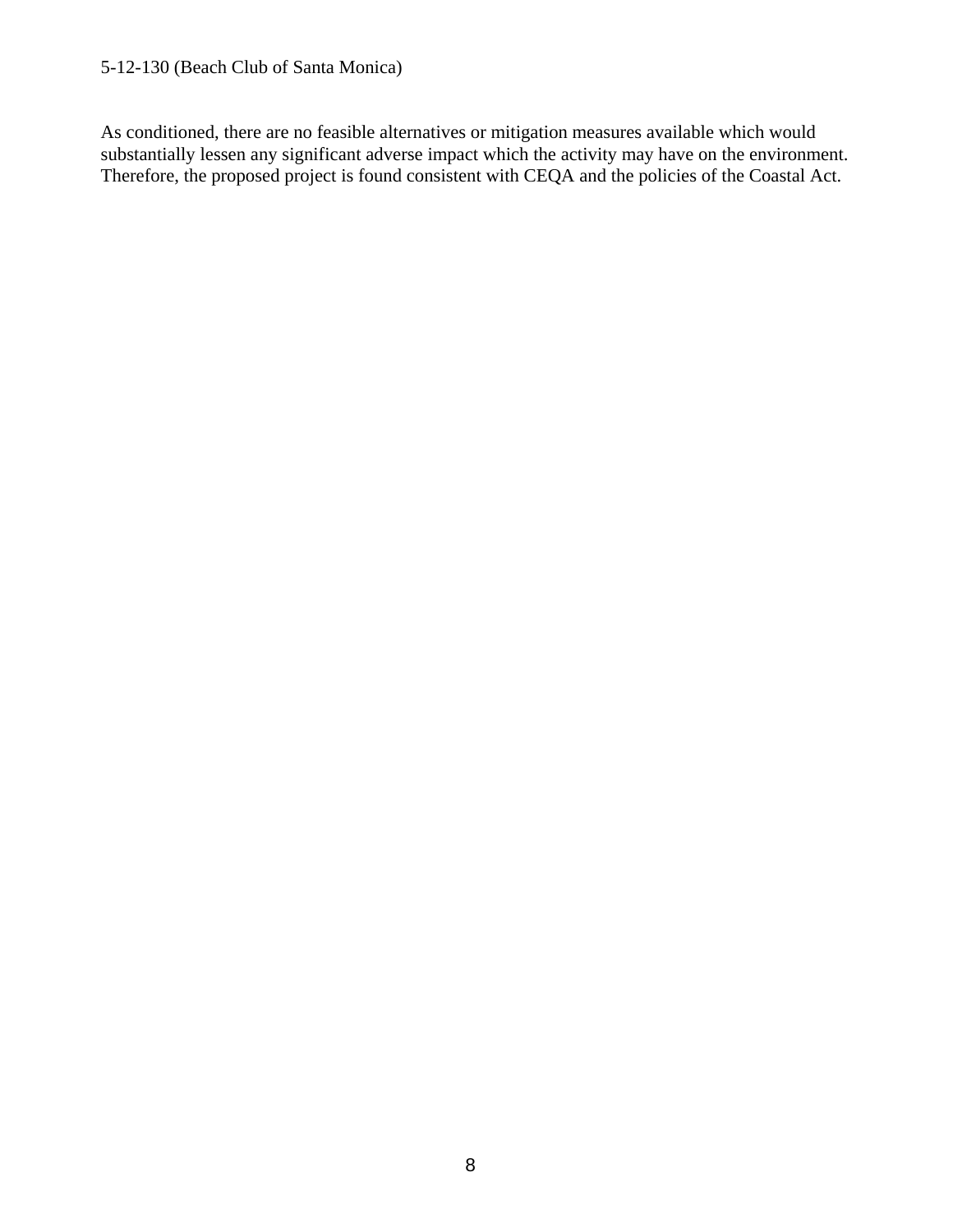As conditioned, there are no feasible alternatives or mitigation measures available which would substantially lessen any significant adverse impact which the activity may have on the environment. Therefore, the proposed project is found consistent with CEQA and the policies of the Coastal Act.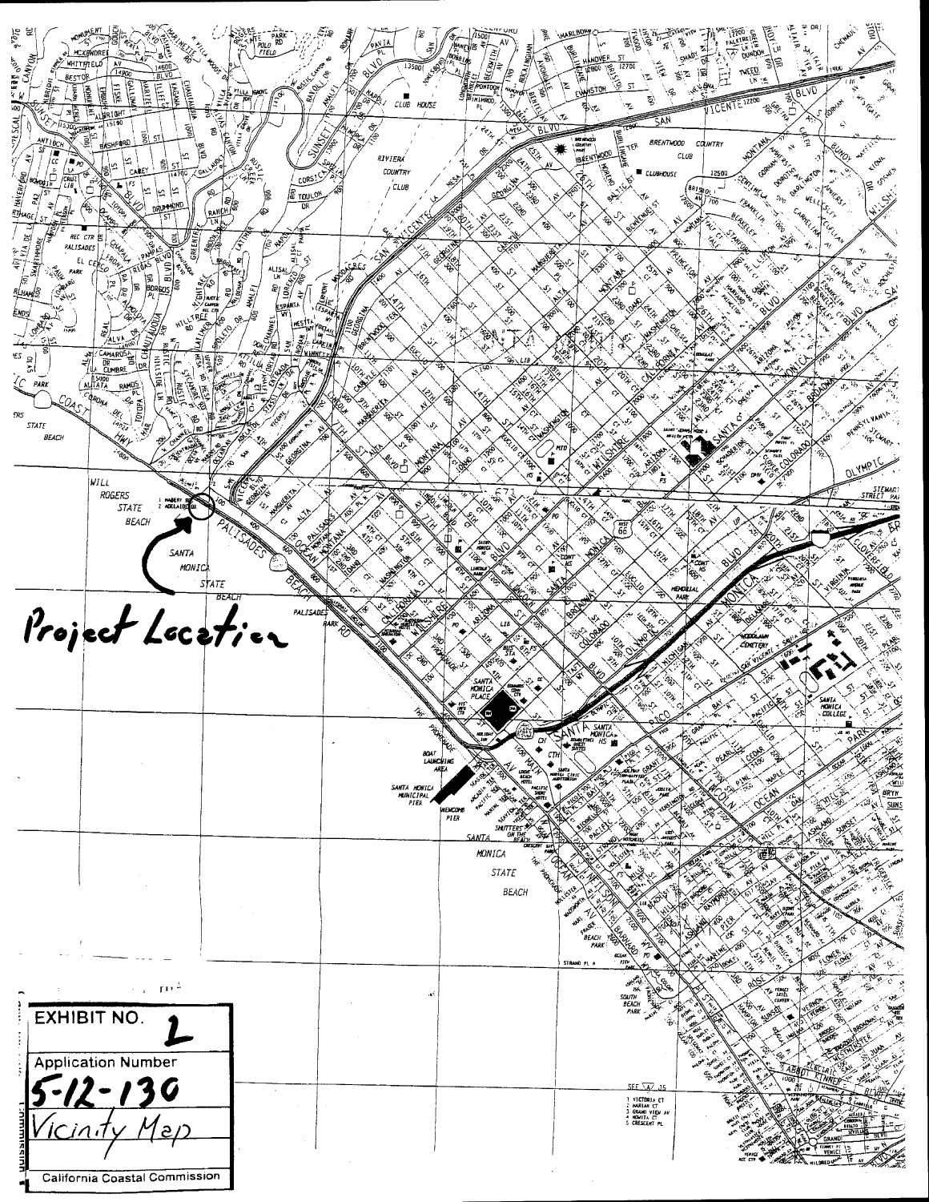Project Location

EXHIBIT NO. 1

Application Number

5-12-130

Vicinity Map

California Coastal Commission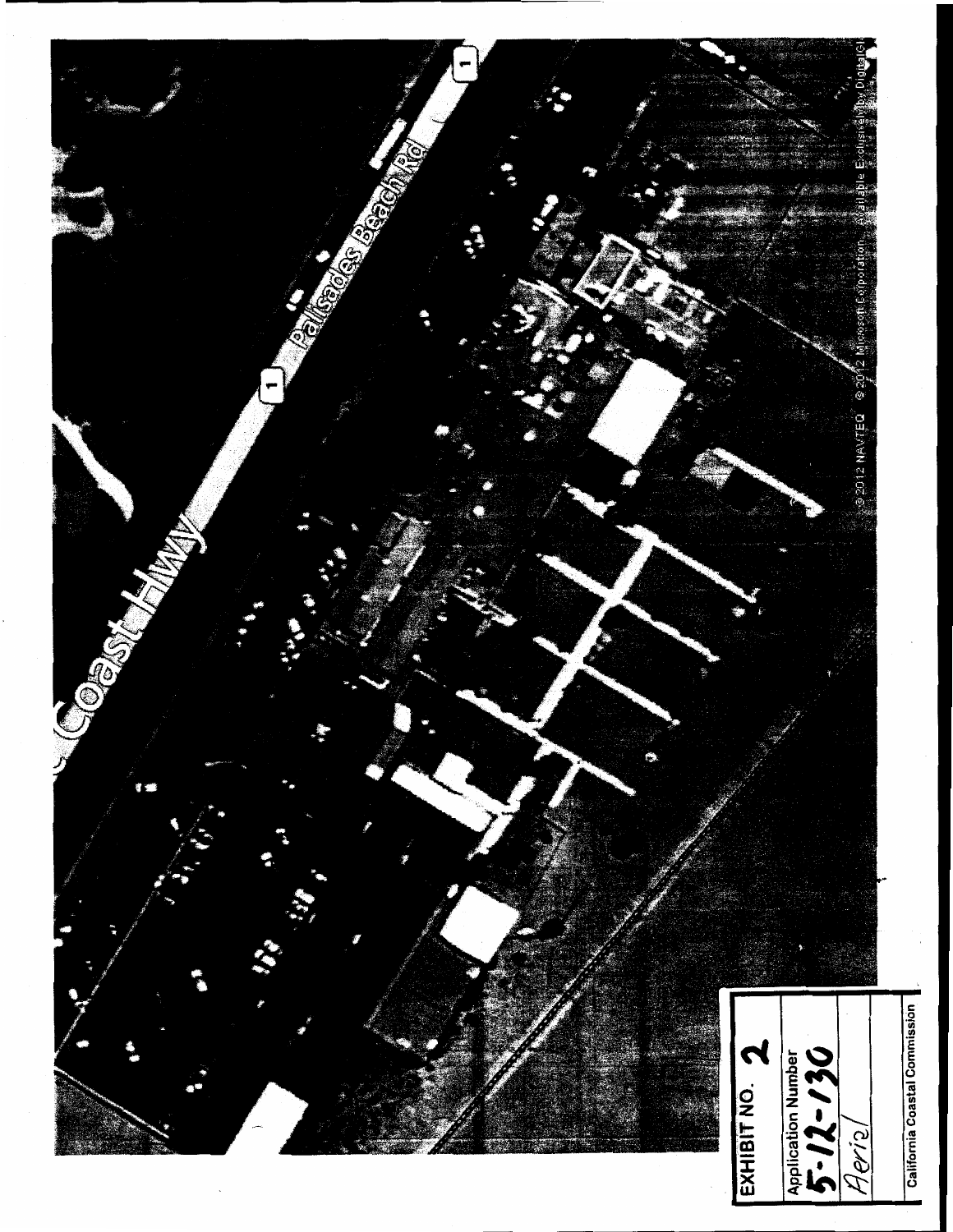Coast Hwy

Palisades Beach Rd

1

1

© 2012 NAVTEQ © 2012 Microsoft Corporation Available Exclusively by DigitalGlobe

**EXHIBIT NO. 2**

Application Number

5-12-130

Aerial

California Coastal Commission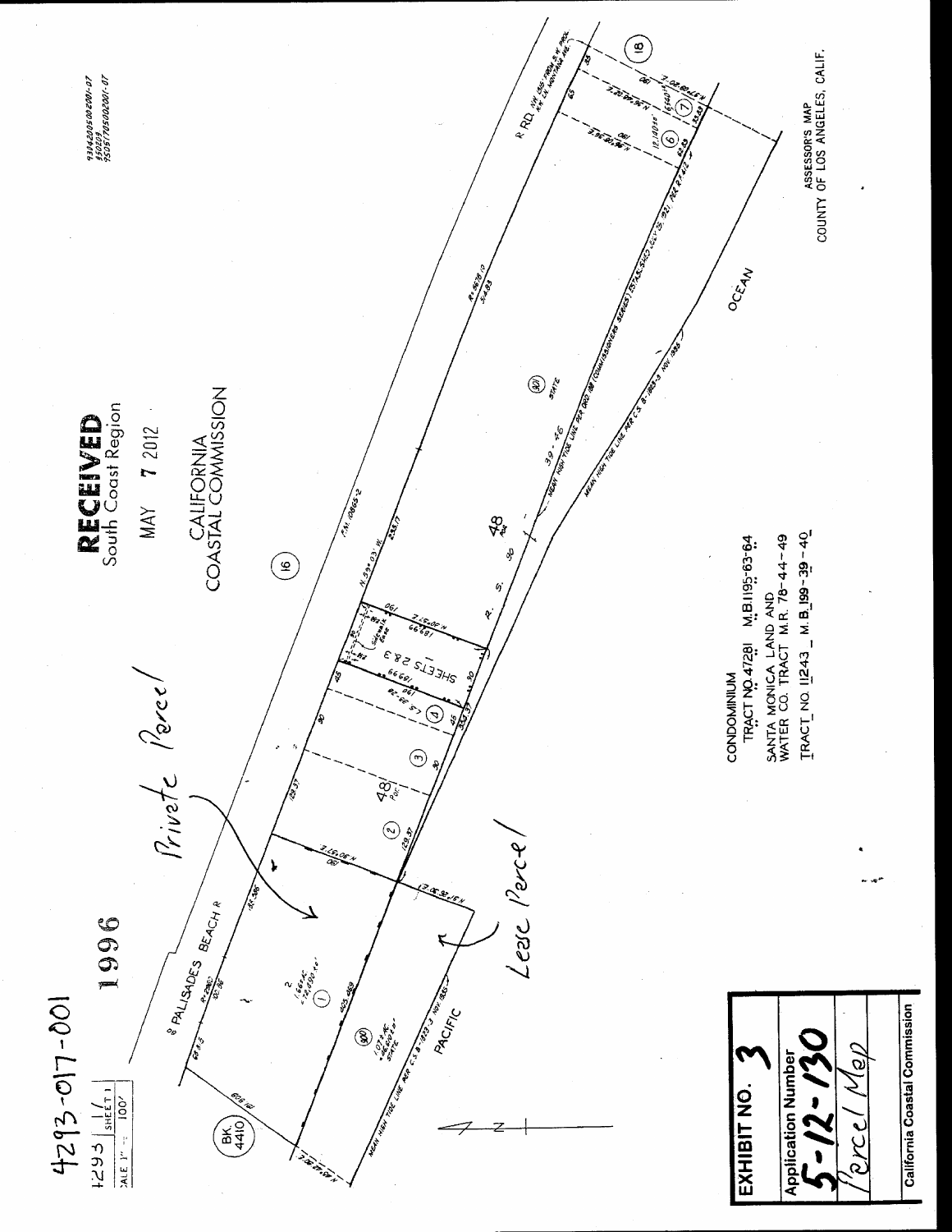4293-017-001

4293 | 1/ SHEET 1

SCALE 1" = 100'

1996

93042005002001-07
930209
95051705002001-07

**RECEIVED**
South Coast Region

MAY 7 2012

CALIFORNIA
COASTAL COMMISSION

Private Parcel

Lease Parcel

BK 4410

PALISADES BEACH R

PACIFIC

OCEAN

STATE

R. S. 90

48

CONDOMINIUM
TRACT NO. 47281 M.B. 1195-63-64

SANTA MONICA LAND AND
WATER CO. TRACT M.R. 78-44-49

TRACT NO. 11243 M.B. 199-39-40

ASSESSOR'S MAP
COUNTY OF LOS ANGELES, CALIF.

**EXHIBIT NO. 3**

**Application Number**
5-12-130

Parcel Map

**California Coastal Commission**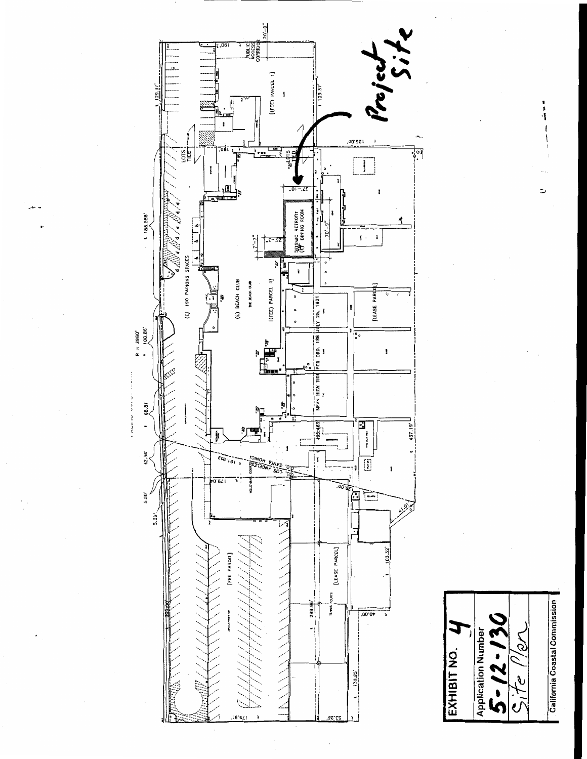Project Site

(E) 190 PARKING SPACES

(E) BEACH CLUB

[(FEE) PARCEL 2]

SEISMIC RETROFIT (E) DINING ROOM

[(FEE) PARCEL 1]

PUBLIC ACCESS CORRIDOR

[LEASE PARCEL]

[FEE PARCEL]

MEAN HIGH TIDE PER ORD. 188 JULY 25, 1921

CO. SANTA MONICA / CO. LOS ANGELES

LOTS TIED

**EXHIBIT NO.** 4

Application Number

5-12-130

Site Plan

California Coastal Commission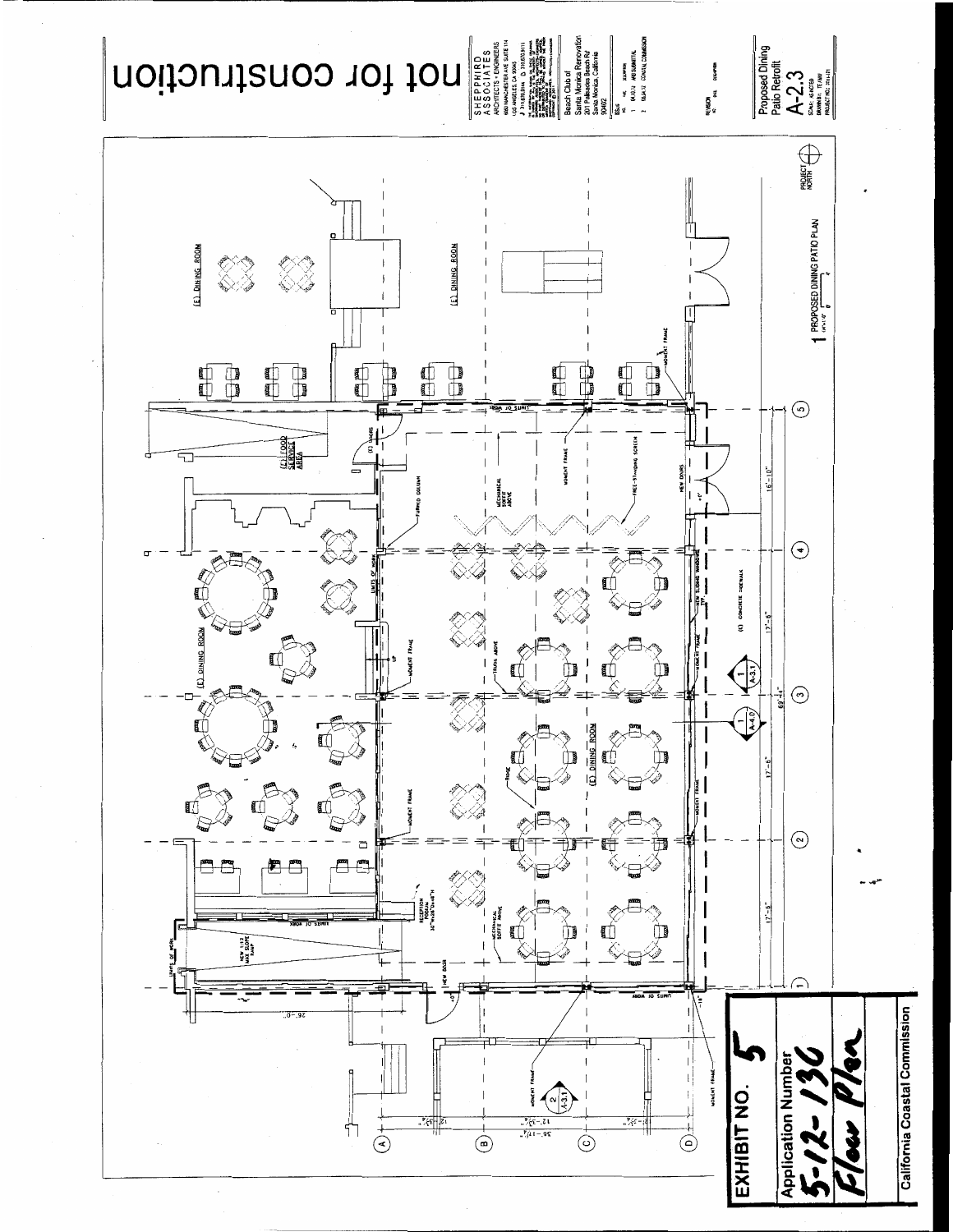not for construction

SHEPPHIRD ASSOCIATES
ARCHITECTS • ENGINEERS

Beach Club of Santa Monica Renovation
201 Palisades Beach Rd
Santa Monica, California
90402

Proposed Dining Patio Retrofit

A-2.3

1 PROPOSED DINING PATIO PLAN

PROJECT NORTH

(E) DINING ROOM

(E) DINING ROOM

(E) DINING ROOM

(E) DINING ROOM

(E) FOOD SERVICE AREA

(E) DOORS

FURRED COLUMN

MECHANICAL SOFFIT ABOVE

MOMENT FRAME

FREE-STANDING SCREEN

NEW DOORS

LIMITS OF WORK

TRUSS ABOVE

RIDGE

NEW SLIDING WINDOWS TYP.

(E) CONCRETE SIDEWALK

RECEPTION PODIUM

NEW 1:12 MAX SLOPE RAMP

NEW DOOR

16'-10"

17'-6"

17'-6"

17'-6"

69'-4"

26'-0"

12'-3 3/4"

12'-3 3/4"

36'-11 1/4"

EXHIBIT NO. 5

Application Number
5-12-136

Floor Plan

California Coastal Commission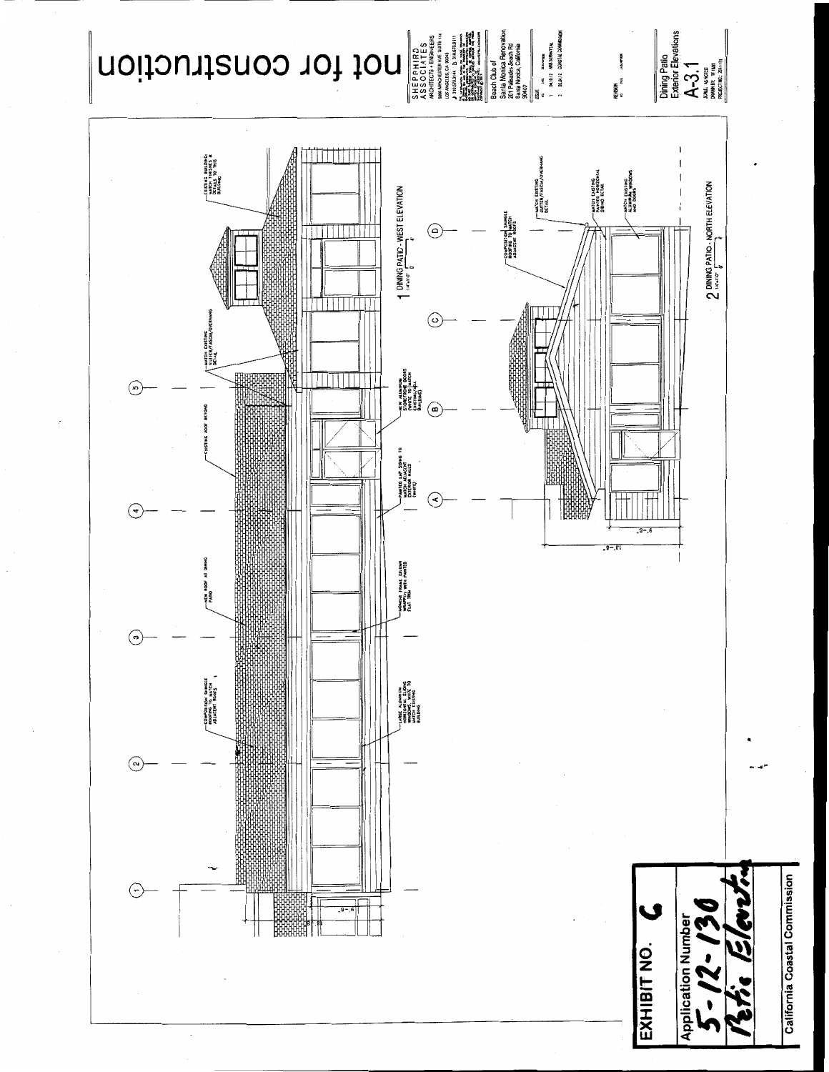not for construction

SHEPPHIRD ASSOCIATES
ARCHITECTS • ENGINEERS

Beach Club of
Santa Monica Renovation
201 Palisades Beach Rd.
Santa Monica, California
90402

ISSUE
1 04.10.12 AREA SUBMITTAL
2 05.04.12 COASTAL COMMISSION

REVISION

Dining Patio
Exterior Elevations

A-3.1

1 DINING PATIO - WEST ELEVATION

- EXISTING BUILDING: MATCH FINISHES & DETAILS TO THIS BUILDING
- MATCH EXISTING GUTTER/FASCIA/OVERHANG DETAIL
- EXISTING ROOF BEYOND
- NEW ALUMINUM STOREFRONT DOORS (WHITE) TO MATCH EXISTING ADJ. BUILDING
- PAINTED LAP SIDING TO MATCH ADJACENT EXTERIOR WALLS (WHITE)
- NEW ROOF AT DINING PATIO
- WINDOW FRAME COLUMN WRAPPED WITH PAINTED FLAT TRIM
- COMPOSITION SHINGLE ROOFING TO MATCH ADJACENT ROOFS
- LARGE ALUMINUM HORIZONTAL SLIDING WINDOWS (WHITE) TO MATCH EXISTING BUILDING

2 DINING PATIO - NORTH ELEVATION

- COMPOSITION SHINGLE ROOFING TO MATCH ADJACENT ROOFS
- MATCH EXISTING GUTTER/FASCIA/OVERHANG DETAIL
- MATCH EXISTING PAINTED HORIZONTAL SIDING DETAIL
- MATCH EXISTING ALUMINUM WINDOWS AND DOORS

EXHIBIT NO. 6

Application Number
5-12-130
Patio Elevations

California Coastal Commission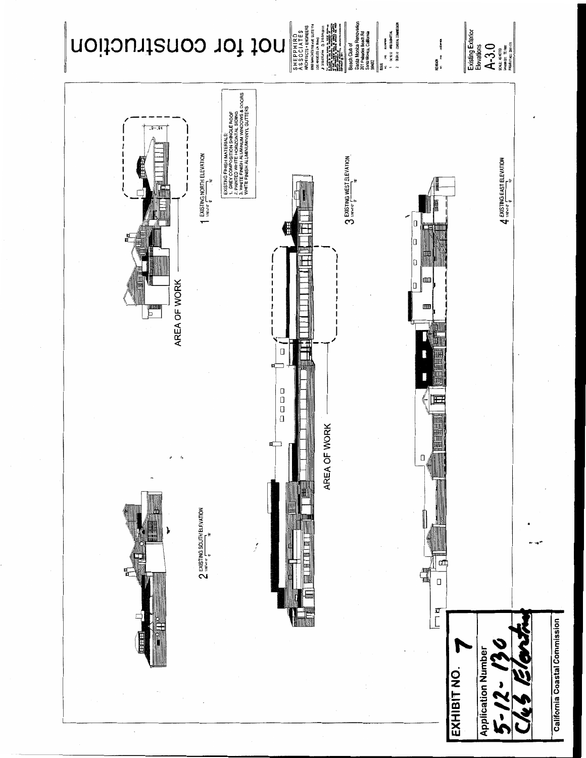not for construction

SHEPPHIRD ASSOCIATES
ARCHITECTS + ENGINEERS

Beach Club of
Santa Monica Renovation
201 Palisades Beach Rd
Santa Monica, California
90402

Existing Exterior Elevations

A-3.0

AREA OF WORK

1 EXISTING NORTH ELEVATION

2 EXISTING SOUTH ELEVATION

3 EXISTING WEST ELEVATION

4 EXISTING EAST ELEVATION

EXISTING FINISH MATERIALS:
1. GREY COMPOSITION SHINGLE ROOF
2. PAINTED WHITE HORIZONTAL SIDING
3. WHITE FINISH ALUMINUM WINDOWS & DOORS
WHITE FINISH ALUMINUM/VINYL GUTTERS

AREA OF WORK

EXHIBIT NO. 7

Application Number
5-12-130
Club Elevations

California Coastal Commission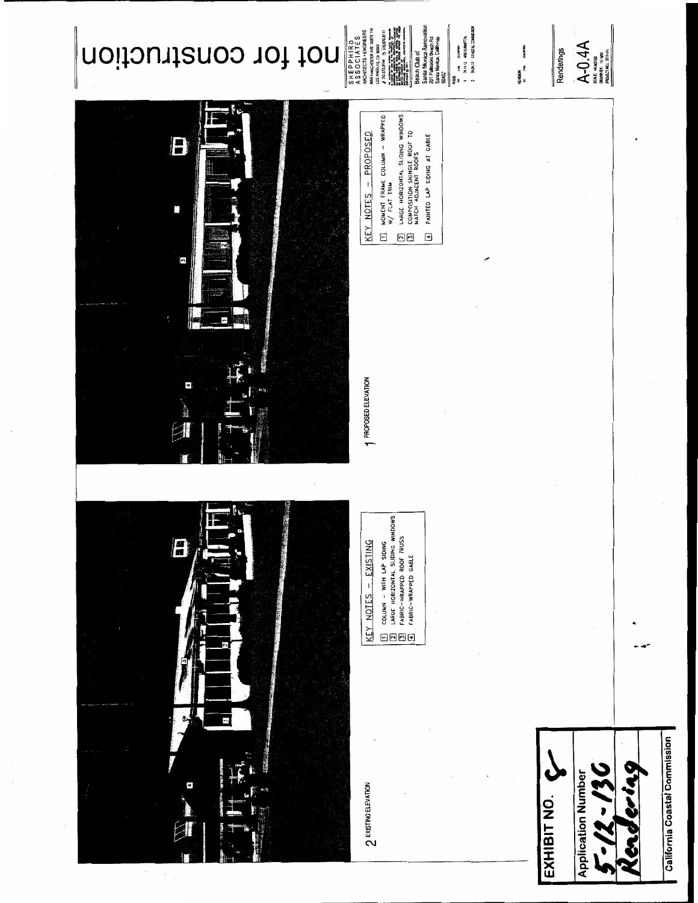not for construction

SHEPPHIRD ASSOCIATES
ARCHITECTS + ENGINEERS

Beach Club of
Santa Monica Renovation
201 Palisades Beach Rd
Santa Monica, California
90402

Renderings

A-0.4A

2 EXISTING ELEVATION

KEY NOTES – EXISTING

1. COLUMN – WITH LAP SIDING
2. LARGE HORIZONTAL SLIDING WINDOWS
3. FABRIC-WRAPPED ROOF TRUSS
4. FABRIC-WRAPPED GABLE

1 PROPOSED ELEVATION

KEY NOTES – PROPOSED

1. MOMENT FRAME COLUMN – WRAPPED W/ FLAT TRIM
2. LARGE HORIZONTAL SLIDING WINDOWS
3. COMPOSITION SHINGLE ROOF TO MATCH ADJACENT ROOFS
4. PAINTED LAP SIDING AT GABLE

EXHIBIT NO. 5

Application Number
5-12-136
Rendering

California Coastal Commission